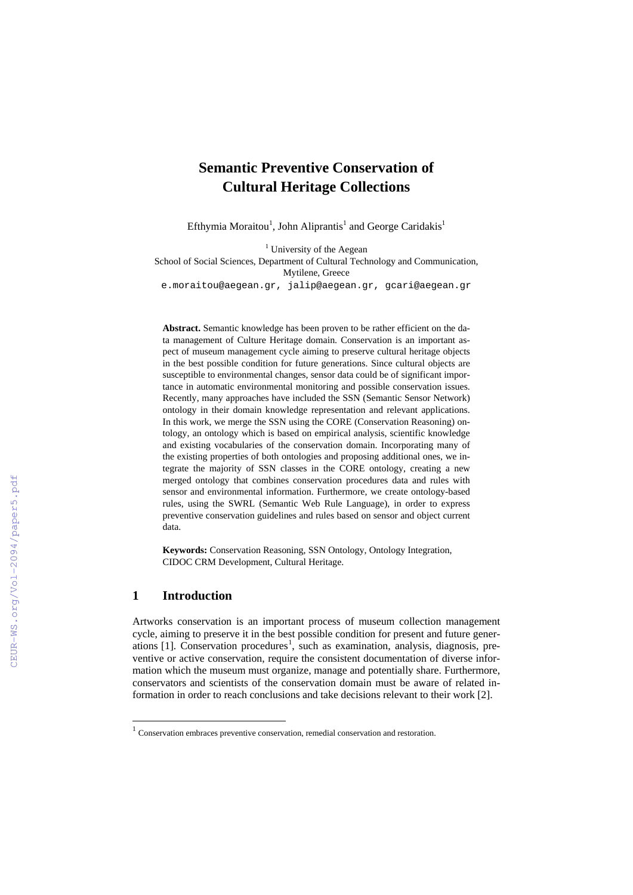# Semantic Preventive Conservation of Cultural Heritage Collections

Efthymia Moraitou[1], John Aliprantis[1] and George Caridakis[1]

[1] University of the Aegean
School of Social Sciences, Department of Cultural Technology and Communication, Mytilene, Greece
e.moraitou@aegean.gr, jalip@aegean.gr, gcari@aegean.gr

**Abstract.** Semantic knowledge has been proven to be rather efficient on the data management of Culture Heritage domain. Conservation is an important aspect of museum management cycle aiming to preserve cultural heritage objects in the best possible condition for future generations. Since cultural objects are susceptible to environmental changes, sensor data could be of significant importance in automatic environmental monitoring and possible conservation issues. Recently, many approaches have included the SSN (Semantic Sensor Network) ontology in their domain knowledge representation and relevant applications. In this work, we merge the SSN using the CORE (Conservation Reasoning) ontology, an ontology which is based on empirical analysis, scientific knowledge and existing vocabularies of the conservation domain. Incorporating many of the existing properties of both ontologies and proposing additional ones, we integrate the majority of SSN classes in the CORE ontology, creating a new merged ontology that combines conservation procedures data and rules with sensor and environmental information. Furthermore, we create ontology-based rules, using the SWRL (Semantic Web Rule Language), in order to express preventive conservation guidelines and rules based on sensor and object current data.

**Keywords:** Conservation Reasoning, SSN Ontology, Ontology Integration, CIDOC CRM Development, Cultural Heritage.

## 1 Introduction

Artworks conservation is an important process of museum collection management cycle, aiming to preserve it in the best possible condition for present and future generations [1]. Conservation procedures[1], such as examination, analysis, diagnosis, preventive or active conservation, require the consistent documentation of diverse information which the museum must organize, manage and potentially share. Furthermore, conservators and scientists of the conservation domain must be aware of related information in order to reach conclusions and take decisions relevant to their work [2].

[1] Conservation embraces preventive conservation, remedial conservation and restoration.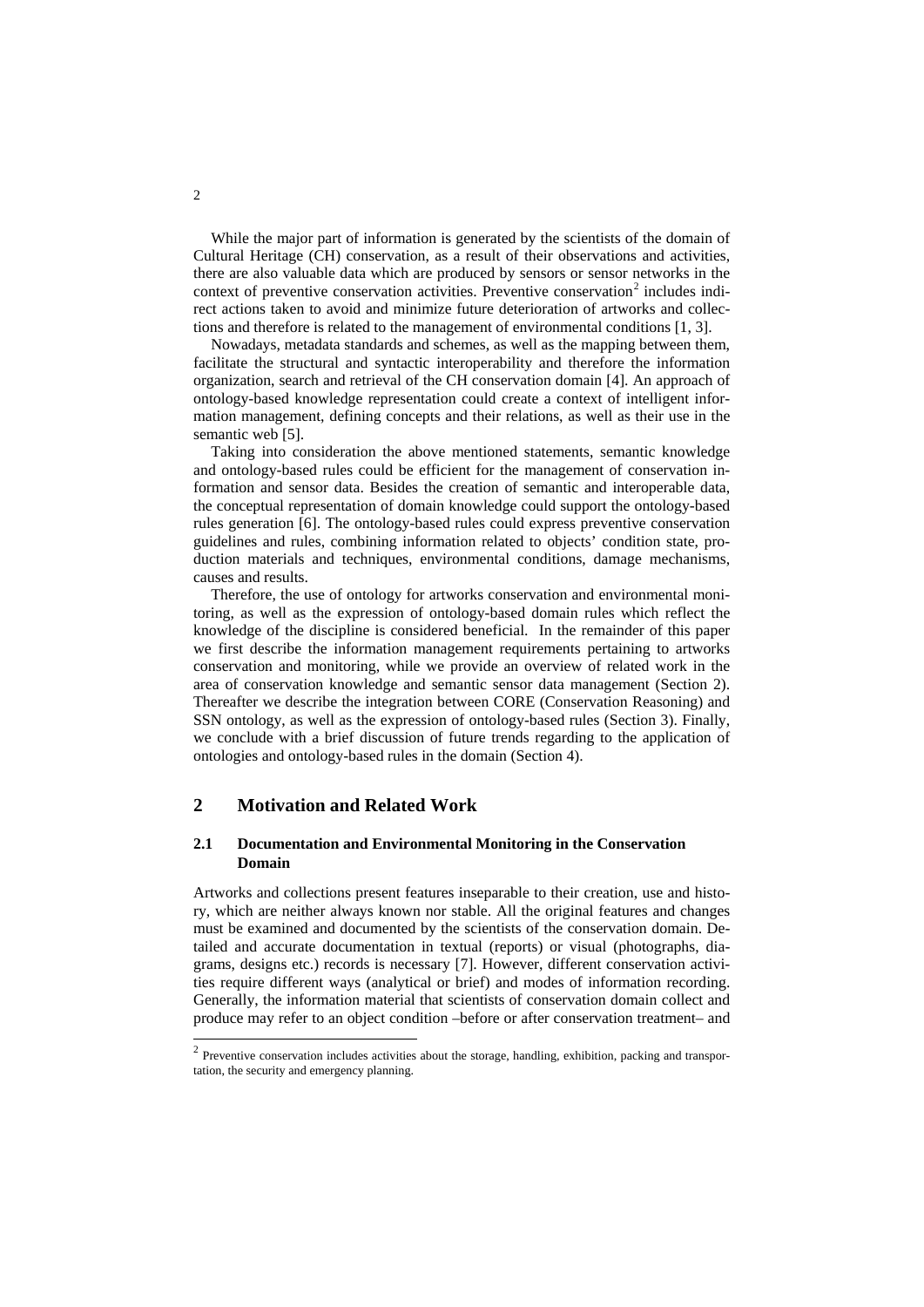While the major part of information is generated by the scientists of the domain of Cultural Heritage (CH) conservation, as a result of their observations and activities, there are also valuable data which are produced by sensors or sensor networks in the context of preventive conservation activities. Preventive conservation[2] includes indirect actions taken to avoid and minimize future deterioration of artworks and collections and therefore is related to the management of environmental conditions [1, 3].

Nowadays, metadata standards and schemes, as well as the mapping between them, facilitate the structural and syntactic interoperability and therefore the information organization, search and retrieval of the CH conservation domain [4]. An approach of ontology-based knowledge representation could create a context of intelligent information management, defining concepts and their relations, as well as their use in the semantic web [5].

Taking into consideration the above mentioned statements, semantic knowledge and ontology-based rules could be efficient for the management of conservation information and sensor data. Besides the creation of semantic and interoperable data, the conceptual representation of domain knowledge could support the ontology-based rules generation [6]. The ontology-based rules could express preventive conservation guidelines and rules, combining information related to objects' condition state, production materials and techniques, environmental conditions, damage mechanisms, causes and results.

Therefore, the use of ontology for artworks conservation and environmental monitoring, as well as the expression of ontology-based domain rules which reflect the knowledge of the discipline is considered beneficial. In the remainder of this paper we first describe the information management requirements pertaining to artworks conservation and monitoring, while we provide an overview of related work in the area of conservation knowledge and semantic sensor data management (Section 2). Thereafter we describe the integration between CORE (Conservation Reasoning) and SSN ontology, as well as the expression of ontology-based rules (Section 3). Finally, we conclude with a brief discussion of future trends regarding to the application of ontologies and ontology-based rules in the domain (Section 4).

## 2 Motivation and Related Work

### 2.1 Documentation and Environmental Monitoring in the Conservation Domain

Artworks and collections present features inseparable to their creation, use and history, which are neither always known nor stable. All the original features and changes must be examined and documented by the scientists of the conservation domain. Detailed and accurate documentation in textual (reports) or visual (photographs, diagrams, designs etc.) records is necessary [7]. However, different conservation activities require different ways (analytical or brief) and modes of information recording. Generally, the information material that scientists of conservation domain collect and produce may refer to an object condition –before or after conservation treatment– and

[2] Preventive conservation includes activities about the storage, handling, exhibition, packing and transportation, the security and emergency planning.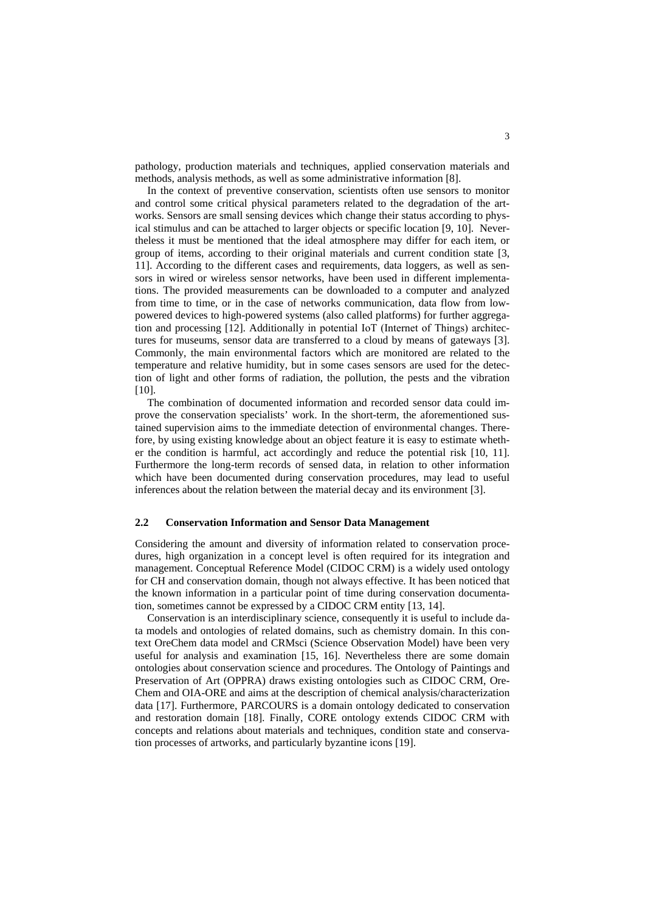pathology, production materials and techniques, applied conservation materials and methods, analysis methods, as well as some administrative information [8].

In the context of preventive conservation, scientists often use sensors to monitor and control some critical physical parameters related to the degradation of the artworks. Sensors are small sensing devices which change their status according to physical stimulus and can be attached to larger objects or specific location [9, 10]. Nevertheless it must be mentioned that the ideal atmosphere may differ for each item, or group of items, according to their original materials and current condition state [3, 11]. According to the different cases and requirements, data loggers, as well as sensors in wired or wireless sensor networks, have been used in different implementations. The provided measurements can be downloaded to a computer and analyzed from time to time, or in the case of networks communication, data flow from low-powered devices to high-powered systems (also called platforms) for further aggregation and processing [12]. Additionally in potential IoT (Internet of Things) architectures for museums, sensor data are transferred to a cloud by means of gateways [3]. Commonly, the main environmental factors which are monitored are related to the temperature and relative humidity, but in some cases sensors are used for the detection of light and other forms of radiation, the pollution, the pests and the vibration [10].

The combination of documented information and recorded sensor data could improve the conservation specialists' work. In the short-term, the aforementioned sustained supervision aims to the immediate detection of environmental changes. Therefore, by using existing knowledge about an object feature it is easy to estimate whether the condition is harmful, act accordingly and reduce the potential risk [10, 11]. Furthermore the long-term records of sensed data, in relation to other information which have been documented during conservation procedures, may lead to useful inferences about the relation between the material decay and its environment [3].

### 2.2 Conservation Information and Sensor Data Management

Considering the amount and diversity of information related to conservation procedures, high organization in a concept level is often required for its integration and management. Conceptual Reference Model (CIDOC CRM) is a widely used ontology for CH and conservation domain, though not always effective. It has been noticed that the known information in a particular point of time during conservation documentation, sometimes cannot be expressed by a CIDOC CRM entity [13, 14].

Conservation is an interdisciplinary science, consequently it is useful to include data models and ontologies of related domains, such as chemistry domain. In this context OreChem data model and CRMsci (Science Observation Model) have been very useful for analysis and examination [15, 16]. Nevertheless there are some domain ontologies about conservation science and procedures. The Ontology of Paintings and Preservation of Art (OPPRA) draws existing ontologies such as CIDOC CRM, OreChem and OIA-ORE and aims at the description of chemical analysis/characterization data [17]. Furthermore, PARCOURS is a domain ontology dedicated to conservation and restoration domain [18]. Finally, CORE ontology extends CIDOC CRM with concepts and relations about materials and techniques, condition state and conservation processes of artworks, and particularly byzantine icons [19].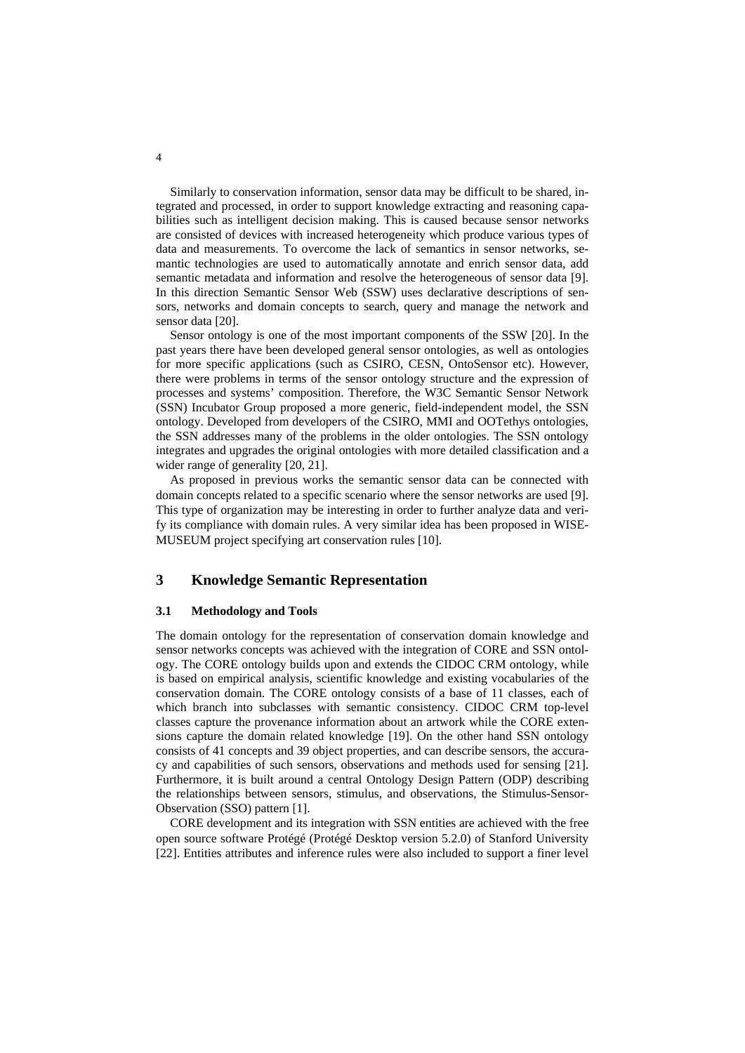Similarly to conservation information, sensor data may be difficult to be shared, integrated and processed, in order to support knowledge extracting and reasoning capabilities such as intelligent decision making. This is caused because sensor networks are consisted of devices with increased heterogeneity which produce various types of data and measurements. To overcome the lack of semantics in sensor networks, semantic technologies are used to automatically annotate and enrich sensor data, add semantic metadata and information and resolve the heterogeneous of sensor data [9]. In this direction Semantic Sensor Web (SSW) uses declarative descriptions of sensors, networks and domain concepts to search, query and manage the network and sensor data [20].

Sensor ontology is one of the most important components of the SSW [20]. In the past years there have been developed general sensor ontologies, as well as ontologies for more specific applications (such as CSIRO, CESN, OntoSensor etc). However, there were problems in terms of the sensor ontology structure and the expression of processes and systems' composition. Therefore, the W3C Semantic Sensor Network (SSN) Incubator Group proposed a more generic, field-independent model, the SSN ontology. Developed from developers of the CSIRO, MMI and OOTethys ontologies, the SSN addresses many of the problems in the older ontologies. The SSN ontology integrates and upgrades the original ontologies with more detailed classification and a wider range of generality [20, 21].

As proposed in previous works the semantic sensor data can be connected with domain concepts related to a specific scenario where the sensor networks are used [9]. This type of organization may be interesting in order to further analyze data and verify its compliance with domain rules. A very similar idea has been proposed in WISE-MUSEUM project specifying art conservation rules [10].

## 3 Knowledge Semantic Representation

### 3.1 Methodology and Tools

The domain ontology for the representation of conservation domain knowledge and sensor networks concepts was achieved with the integration of CORE and SSN ontology. The CORE ontology builds upon and extends the CIDOC CRM ontology, while is based on empirical analysis, scientific knowledge and existing vocabularies of the conservation domain. The CORE ontology consists of a base of 11 classes, each of which branch into subclasses with semantic consistency. CIDOC CRM top-level classes capture the provenance information about an artwork while the CORE extensions capture the domain related knowledge [19]. On the other hand SSN ontology consists of 41 concepts and 39 object properties, and can describe sensors, the accuracy and capabilities of such sensors, observations and methods used for sensing [21]. Furthermore, it is built around a central Ontology Design Pattern (ODP) describing the relationships between sensors, stimulus, and observations, the Stimulus-Sensor-Observation (SSO) pattern [1].

CORE development and its integration with SSN entities are achieved with the free open source software Protégé (Protégé Desktop version 5.2.0) of Stanford University [22]. Entities attributes and inference rules were also included to support a finer level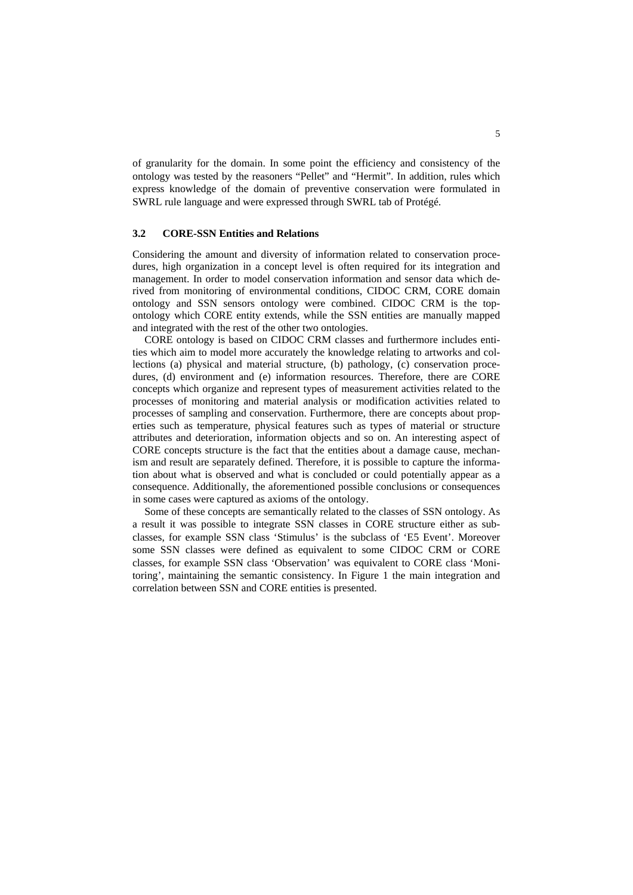of granularity for the domain. In some point the efficiency and consistency of the ontology was tested by the reasoners "Pellet" and "Hermit". In addition, rules which express knowledge of the domain of preventive conservation were formulated in SWRL rule language and were expressed through SWRL tab of Protégé.

### 3.2 CORE-SSN Entities and Relations

Considering the amount and diversity of information related to conservation procedures, high organization in a concept level is often required for its integration and management. In order to model conservation information and sensor data which derived from monitoring of environmental conditions, CIDOC CRM, CORE domain ontology and SSN sensors ontology were combined. CIDOC CRM is the top-ontology which CORE entity extends, while the SSN entities are manually mapped and integrated with the rest of the other two ontologies.

CORE ontology is based on CIDOC CRM classes and furthermore includes entities which aim to model more accurately the knowledge relating to artworks and collections (a) physical and material structure, (b) pathology, (c) conservation procedures, (d) environment and (e) information resources. Therefore, there are CORE concepts which organize and represent types of measurement activities related to the processes of monitoring and material analysis or modification activities related to processes of sampling and conservation. Furthermore, there are concepts about properties such as temperature, physical features such as types of material or structure attributes and deterioration, information objects and so on. An interesting aspect of CORE concepts structure is the fact that the entities about a damage cause, mechanism and result are separately defined. Therefore, it is possible to capture the information about what is observed and what is concluded or could potentially appear as a consequence. Additionally, the aforementioned possible conclusions or consequences in some cases were captured as axioms of the ontology.

Some of these concepts are semantically related to the classes of SSN ontology. As a result it was possible to integrate SSN classes in CORE structure either as subclasses, for example SSN class 'Stimulus' is the subclass of 'E5 Event'. Moreover some SSN classes were defined as equivalent to some CIDOC CRM or CORE classes, for example SSN class 'Observation' was equivalent to CORE class 'Monitoring', maintaining the semantic consistency. In Figure 1 the main integration and correlation between SSN and CORE entities is presented.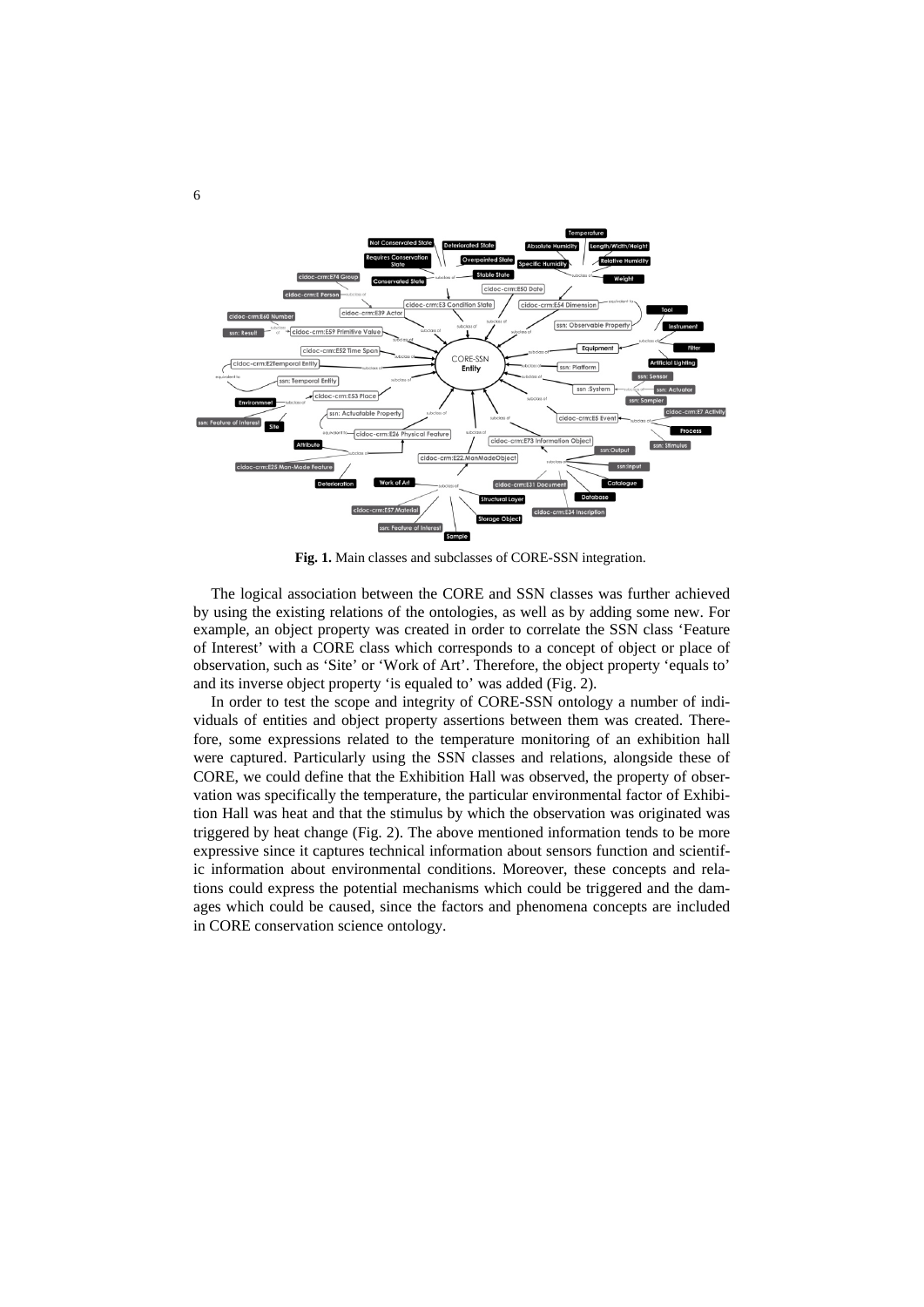**Fig. 1.** Main classes and subclasses of CORE-SSN integration.

The logical association between the CORE and SSN classes was further achieved by using the existing relations of the ontologies, as well as by adding some new. For example, an object property was created in order to correlate the SSN class 'Feature of Interest' with a CORE class which corresponds to a concept of object or place of observation, such as 'Site' or 'Work of Art'. Therefore, the object property 'equals to' and its inverse object property 'is equaled to' was added (Fig. 2).

In order to test the scope and integrity of CORE-SSN ontology a number of individuals of entities and object property assertions between them was created. Therefore, some expressions related to the temperature monitoring of an exhibition hall were captured. Particularly using the SSN classes and relations, alongside these of CORE, we could define that the Exhibition Hall was observed, the property of observation was specifically the temperature, the particular environmental factor of Exhibition Hall was heat and that the stimulus by which the observation was originated was triggered by heat change (Fig. 2). The above mentioned information tends to be more expressive since it captures technical information about sensors function and scientific information about environmental conditions. Moreover, these concepts and relations could express the potential mechanisms which could be triggered and the damages which could be caused, since the factors and phenomena concepts are included in CORE conservation science ontology.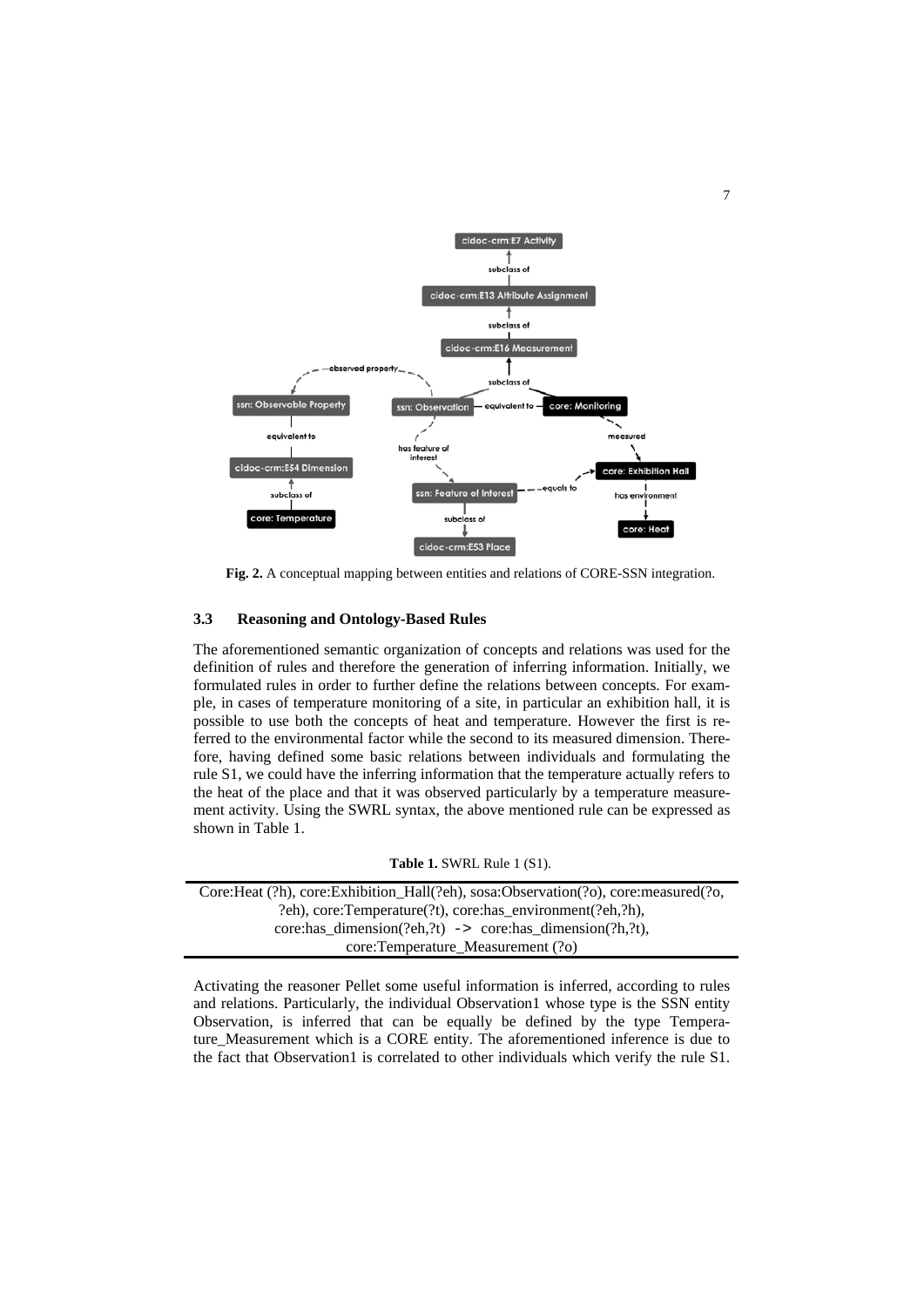**Fig. 2.** A conceptual mapping between entities and relations of CORE-SSN integration.

### 3.3 Reasoning and Ontology-Based Rules

The aforementioned semantic organization of concepts and relations was used for the definition of rules and therefore the generation of inferring information. Initially, we formulated rules in order to further define the relations between concepts. For example, in cases of temperature monitoring of a site, in particular an exhibition hall, it is possible to use both the concepts of heat and temperature. However the first is referred to the environmental factor while the second to its measured dimension. Therefore, having defined some basic relations between individuals and formulating the rule S1, we could have the inferring information that the temperature actually refers to the heat of the place and that it was observed particularly by a temperature measurement activity. Using the SWRL syntax, the above mentioned rule can be expressed as shown in Table 1.

**Table 1.** SWRL Rule 1 (S1).

| Core:Heat (?h), core:Exhibition_Hall(?eh), sosa:Observation(?o), core:measured(?o, ?eh), core:Temperature(?t), core:has_environment(?eh,?h), core:has_dimension(?eh,?t) -> core:has_dimension(?h,?t), core:Temperature_Measurement (?o) |
|---|

Activating the reasoner Pellet some useful information is inferred, according to rules and relations. Particularly, the individual Observation1 whose type is the SSN entity Observation, is inferred that can be equally be defined by the type Temperature_Measurement which is a CORE entity. The aforementioned inference is due to the fact that Observation1 is correlated to other individuals which verify the rule S1.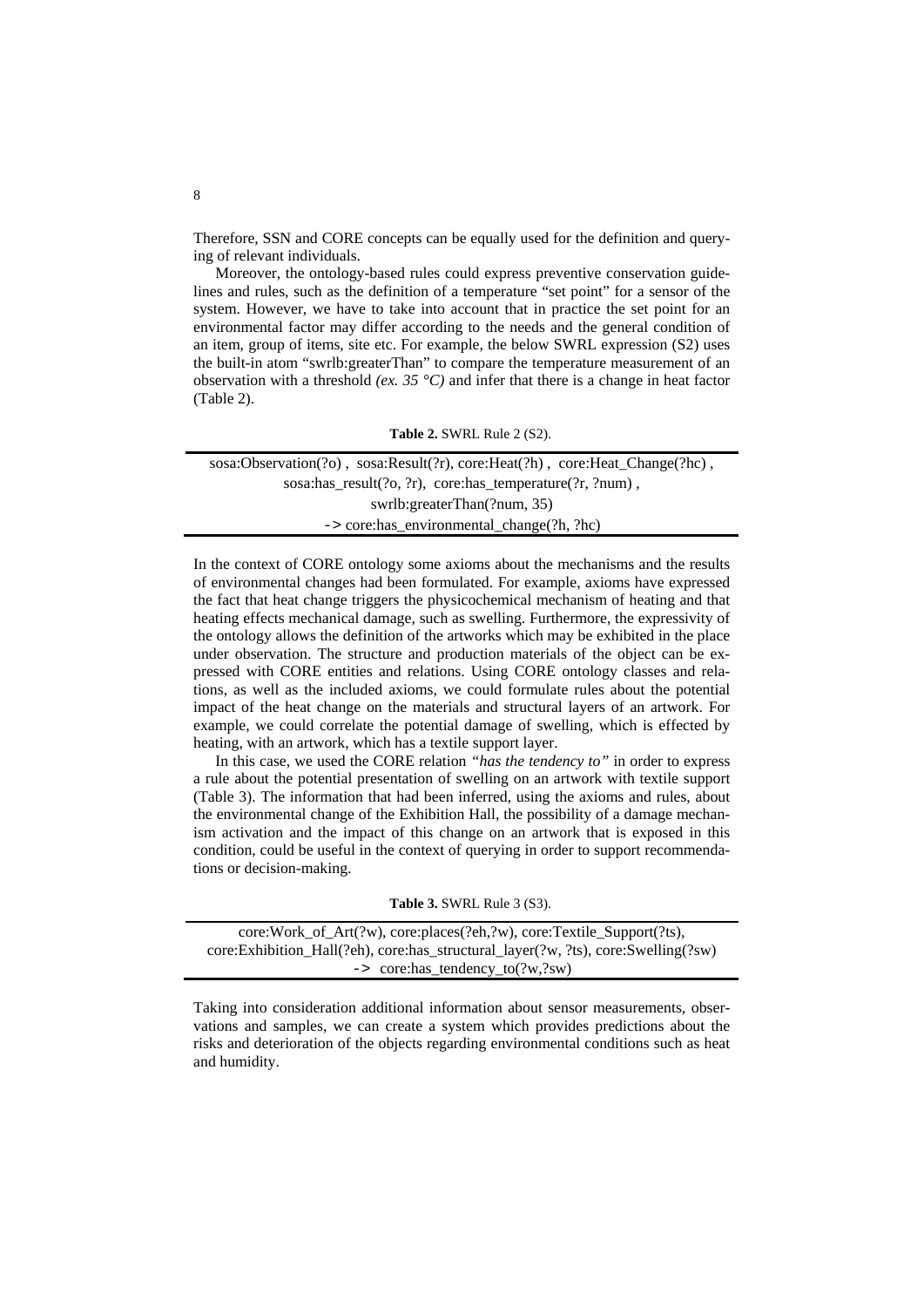Therefore, SSN and CORE concepts can be equally used for the definition and querying of relevant individuals.

Moreover, the ontology-based rules could express preventive conservation guidelines and rules, such as the definition of a temperature "set point" for a sensor of the system. However, we have to take into account that in practice the set point for an environmental factor may differ according to the needs and the general condition of an item, group of items, site etc. For example, the below SWRL expression (S2) uses the built-in atom "swrlb:greaterThan" to compare the temperature measurement of an observation with a threshold *(ex. 35 °C)* and infer that there is a change in heat factor (Table 2).

**Table 2.** SWRL Rule 2 (S2).

| sosa:Observation(?o) , sosa:Result(?r), core:Heat(?h) , core:Heat_Change(?hc) , sosa:has_result(?o, ?r), core:has_temperature(?r, ?num) , swrlb:greaterThan(?num, 35) -> core:has_environmental_change(?h, ?hc) |
|---|

In the context of CORE ontology some axioms about the mechanisms and the results of environmental changes had been formulated. For example, axioms have expressed the fact that heat change triggers the physicochemical mechanism of heating and that heating effects mechanical damage, such as swelling. Furthermore, the expressivity of the ontology allows the definition of the artworks which may be exhibited in the place under observation. The structure and production materials of the object can be expressed with CORE entities and relations. Using CORE ontology classes and relations, as well as the included axioms, we could formulate rules about the potential impact of the heat change on the materials and structural layers of an artwork. For example, we could correlate the potential damage of swelling, which is effected by heating, with an artwork, which has a textile support layer.

In this case, we used the CORE relation *"has the tendency to"* in order to express a rule about the potential presentation of swelling on an artwork with textile support (Table 3). The information that had been inferred, using the axioms and rules, about the environmental change of the Exhibition Hall, the possibility of a damage mechanism activation and the impact of this change on an artwork that is exposed in this condition, could be useful in the context of querying in order to support recommendations or decision-making.

**Table 3.** SWRL Rule 3 (S3).

| core:Work_of_Art(?w), core:places(?eh,?w), core:Textile_Support(?ts), core:Exhibition_Hall(?eh), core:has_structural_layer(?w, ?ts), core:Swelling(?sw) -> core:has_tendency_to(?w,?sw) |
|---|

Taking into consideration additional information about sensor measurements, observations and samples, we can create a system which provides predictions about the risks and deterioration of the objects regarding environmental conditions such as heat and humidity.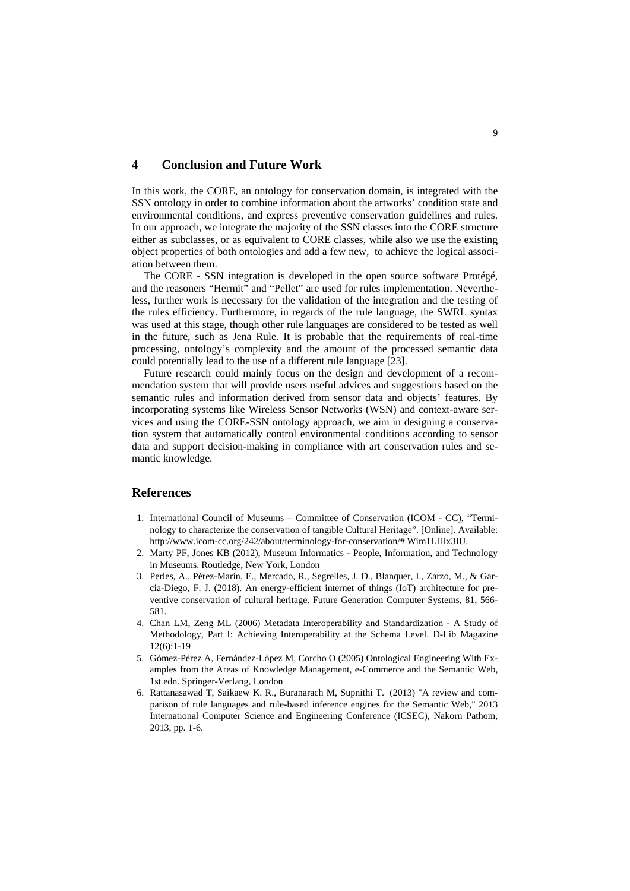## 4 Conclusion and Future Work

In this work, the CORE, an ontology for conservation domain, is integrated with the SSN ontology in order to combine information about the artworks' condition state and environmental conditions, and express preventive conservation guidelines and rules. In our approach, we integrate the majority of the SSN classes into the CORE structure either as subclasses, or as equivalent to CORE classes, while also we use the existing object properties of both ontologies and add a few new, to achieve the logical association between them.

The CORE - SSN integration is developed in the open source software Protégé, and the reasoners "Hermit" and "Pellet" are used for rules implementation. Nevertheless, further work is necessary for the validation of the integration and the testing of the rules efficiency. Furthermore, in regards of the rule language, the SWRL syntax was used at this stage, though other rule languages are considered to be tested as well in the future, such as Jena Rule. It is probable that the requirements of real-time processing, ontology's complexity and the amount of the processed semantic data could potentially lead to the use of a different rule language [23].

Future research could mainly focus on the design and development of a recommendation system that will provide users useful advices and suggestions based on the semantic rules and information derived from sensor data and objects' features. By incorporating systems like Wireless Sensor Networks (WSN) and context-aware services and using the CORE-SSN ontology approach, we aim in designing a conservation system that automatically control environmental conditions according to sensor data and support decision-making in compliance with art conservation rules and semantic knowledge.

## References

1. International Council of Museums – Committee of Conservation (ICOM - CC), "Terminology to characterize the conservation of tangible Cultural Heritage". [Online]. Available: http://www.icom-cc.org/242/about/terminology-for-conservation/# Wim1LHlx3IU.
2. Marty PF, Jones KB (2012), Museum Informatics - People, Information, and Technology in Museums. Routledge, New York, London
3. Perles, A., Pérez-Marín, E., Mercado, R., Segrelles, J. D., Blanquer, I., Zarzo, M., & Garcia-Diego, F. J. (2018). An energy-efficient internet of things (IoT) architecture for preventive conservation of cultural heritage. Future Generation Computer Systems, 81, 566-581.
4. Chan LM, Zeng ML (2006) Metadata Interoperability and Standardization - A Study of Methodology, Part I: Achieving Interoperability at the Schema Level. D-Lib Magazine 12(6):1-19
5. Gómez-Pérez A, Fernández-López M, Corcho O (2005) Ontological Engineering With Examples from the Areas of Knowledge Management, e-Commerce and the Semantic Web, 1st edn. Springer-Verlag, London
6. Rattanasawad T, Saikaew K. R., Buranarach M, Supnithi T. (2013) "A review and comparison of rule languages and rule-based inference engines for the Semantic Web," 2013 International Computer Science and Engineering Conference (ICSEC), Nakorn Pathom, 2013, pp. 1-6.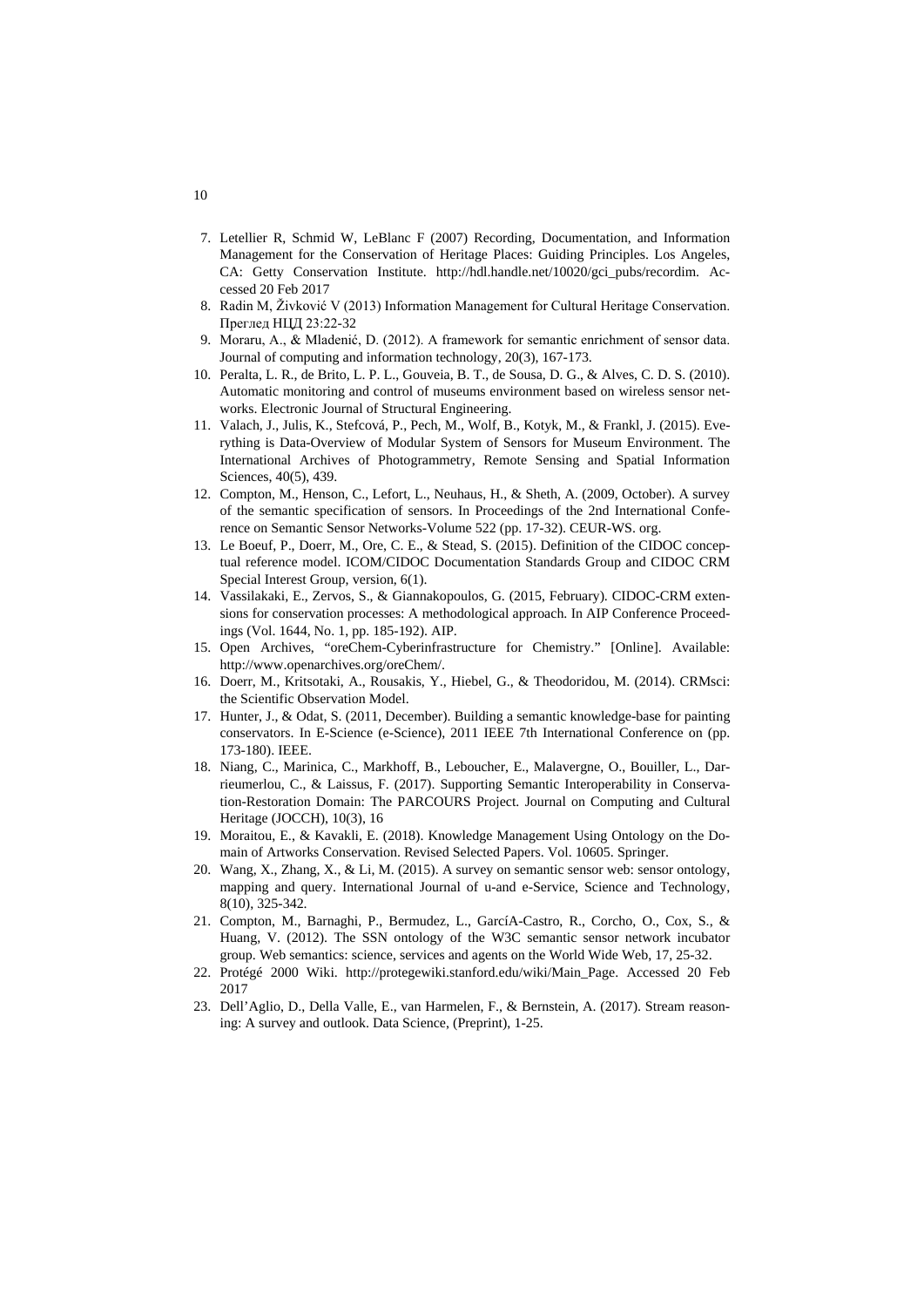7. Letellier R, Schmid W, LeBlanc F (2007) Recording, Documentation, and Information Management for the Conservation of Heritage Places: Guiding Principles. Los Angeles, CA: Getty Conservation Institute. http://hdl.handle.net/10020/gci_pubs/recordim. Accessed 20 Feb 2017
8. Radin M, Živković V (2013) Information Management for Cultural Heritage Conservation. Преглед НЦД 23:22-32
9. Moraru, A., & Mladenić, D. (2012). A framework for semantic enrichment of sensor data. Journal of computing and information technology, 20(3), 167-173.
10. Peralta, L. R., de Brito, L. P. L., Gouveia, B. T., de Sousa, D. G., & Alves, C. D. S. (2010). Automatic monitoring and control of museums environment based on wireless sensor networks. Electronic Journal of Structural Engineering.
11. Valach, J., Julis, K., Stefcová, P., Pech, M., Wolf, B., Kotyk, M., & Frankl, J. (2015). Everything is Data-Overview of Modular System of Sensors for Museum Environment. The International Archives of Photogrammetry, Remote Sensing and Spatial Information Sciences, 40(5), 439.
12. Compton, M., Henson, C., Lefort, L., Neuhaus, H., & Sheth, A. (2009, October). A survey of the semantic specification of sensors. In Proceedings of the 2nd International Conference on Semantic Sensor Networks-Volume 522 (pp. 17-32). CEUR-WS. org.
13. Le Boeuf, P., Doerr, M., Ore, C. E., & Stead, S. (2015). Definition of the CIDOC conceptual reference model. ICOM/CIDOC Documentation Standards Group and CIDOC CRM Special Interest Group, version, 6(1).
14. Vassilakaki, E., Zervos, S., & Giannakopoulos, G. (2015, February). CIDOC-CRM extensions for conservation processes: A methodological approach. In AIP Conference Proceedings (Vol. 1644, No. 1, pp. 185-192). AIP.
15. Open Archives, "oreChem-Cyberinfrastructure for Chemistry." [Online]. Available: http://www.openarchives.org/oreChem/.
16. Doerr, M., Kritsotaki, A., Rousakis, Y., Hiebel, G., & Theodoridou, M. (2014). CRMsci: the Scientific Observation Model.
17. Hunter, J., & Odat, S. (2011, December). Building a semantic knowledge-base for painting conservators. In E-Science (e-Science), 2011 IEEE 7th International Conference on (pp. 173-180). IEEE.
18. Niang, C., Marinica, C., Markhoff, B., Leboucher, E., Malavergne, O., Bouiller, L., Darrieumerlou, C., & Laissus, F. (2017). Supporting Semantic Interoperability in Conservation-Restoration Domain: The PARCOURS Project. Journal on Computing and Cultural Heritage (JOCCH), 10(3), 16
19. Moraitou, E., & Kavakli, E. (2018). Knowledge Management Using Ontology on the Domain of Artworks Conservation. Revised Selected Papers. Vol. 10605. Springer.
20. Wang, X., Zhang, X., & Li, M. (2015). A survey on semantic sensor web: sensor ontology, mapping and query. International Journal of u-and e-Service, Science and Technology, 8(10), 325-342.
21. Compton, M., Barnaghi, P., Bermudez, L., GarcíA-Castro, R., Corcho, O., Cox, S., & Huang, V. (2012). The SSN ontology of the W3C semantic sensor network incubator group. Web semantics: science, services and agents on the World Wide Web, 17, 25-32.
22. Protégé 2000 Wiki. http://protegewiki.stanford.edu/wiki/Main_Page. Accessed 20 Feb 2017
23. Dell'Aglio, D., Della Valle, E., van Harmelen, F., & Bernstein, A. (2017). Stream reasoning: A survey and outlook. Data Science, (Preprint), 1-25.